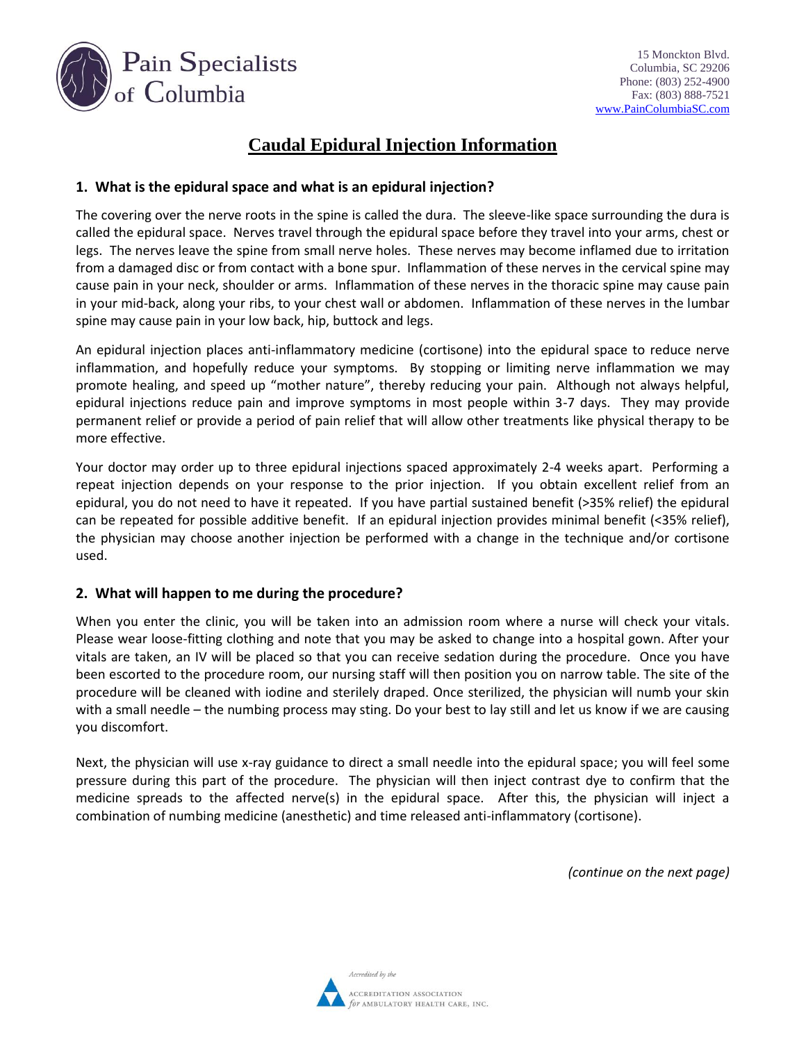Pain Specialists of Columbia

15 Monckton Blvd.
Columbia, SC 29206
Phone: (803) 252-4900
Fax: (803) 888-7521
www.PainColumbiaSC.com

# Caudal Epidural Injection Information

## 1. What is the epidural space and what is an epidural injection?

The covering over the nerve roots in the spine is called the dura. The sleeve-like space surrounding the dura is called the epidural space. Nerves travel through the epidural space before they travel into your arms, chest or legs. The nerves leave the spine from small nerve holes. These nerves may become inflamed due to irritation from a damaged disc or from contact with a bone spur. Inflammation of these nerves in the cervical spine may cause pain in your neck, shoulder or arms. Inflammation of these nerves in the thoracic spine may cause pain in your mid-back, along your ribs, to your chest wall or abdomen. Inflammation of these nerves in the lumbar spine may cause pain in your low back, hip, buttock and legs.

An epidural injection places anti-inflammatory medicine (cortisone) into the epidural space to reduce nerve inflammation, and hopefully reduce your symptoms. By stopping or limiting nerve inflammation we may promote healing, and speed up "mother nature", thereby reducing your pain. Although not always helpful, epidural injections reduce pain and improve symptoms in most people within 3-7 days. They may provide permanent relief or provide a period of pain relief that will allow other treatments like physical therapy to be more effective.

Your doctor may order up to three epidural injections spaced approximately 2-4 weeks apart. Performing a repeat injection depends on your response to the prior injection. If you obtain excellent relief from an epidural, you do not need to have it repeated. If you have partial sustained benefit (>35% relief) the epidural can be repeated for possible additive benefit. If an epidural injection provides minimal benefit (<35% relief), the physician may choose another injection be performed with a change in the technique and/or cortisone used.

## 2. What will happen to me during the procedure?

When you enter the clinic, you will be taken into an admission room where a nurse will check your vitals. Please wear loose-fitting clothing and note that you may be asked to change into a hospital gown. After your vitals are taken, an IV will be placed so that you can receive sedation during the procedure. Once you have been escorted to the procedure room, our nursing staff will then position you on narrow table. The site of the procedure will be cleaned with iodine and sterilely draped. Once sterilized, the physician will numb your skin with a small needle – the numbing process may sting. Do your best to lay still and let us know if we are causing you discomfort.

Next, the physician will use x-ray guidance to direct a small needle into the epidural space; you will feel some pressure during this part of the procedure. The physician will then inject contrast dye to confirm that the medicine spreads to the affected nerve(s) in the epidural space. After this, the physician will inject a combination of numbing medicine (anesthetic) and time released anti-inflammatory (cortisone).

*(continue on the next page)*

Accredited by the Accreditation Association for Ambulatory Health Care, Inc.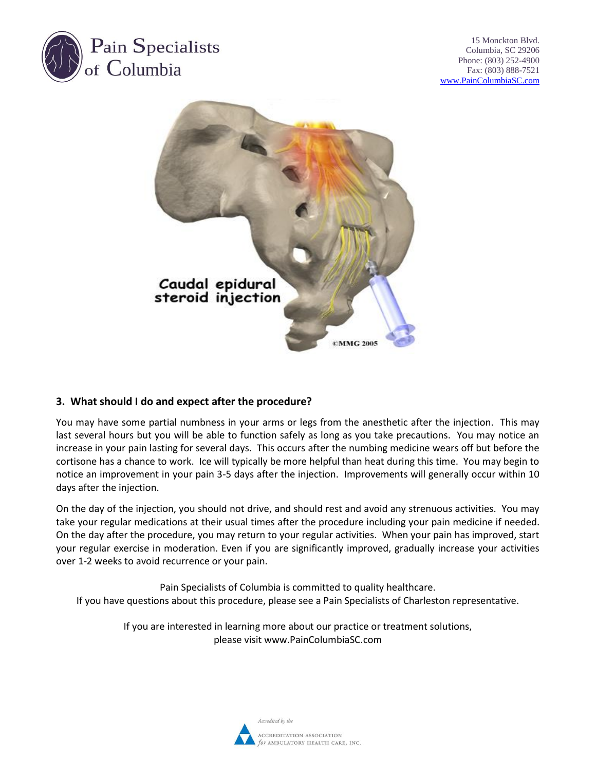Pain Specialists of Columbia

15 Monckton Blvd.
Columbia, SC 29206
Phone: (803) 252-4900
Fax: (803) 888-7521
www.PainColumbiaSC.com

Caudal epidural steroid injection

©MMG 2005

### 3. What should I do and expect after the procedure?

You may have some partial numbness in your arms or legs from the anesthetic after the injection. This may last several hours but you will be able to function safely as long as you take precautions. You may notice an increase in your pain lasting for several days. This occurs after the numbing medicine wears off but before the cortisone has a chance to work. Ice will typically be more helpful than heat during this time. You may begin to notice an improvement in your pain 3-5 days after the injection. Improvements will generally occur within 10 days after the injection.

On the day of the injection, you should not drive, and should rest and avoid any strenuous activities. You may take your regular medications at their usual times after the procedure including your pain medicine if needed. On the day after the procedure, you may return to your regular activities. When your pain has improved, start your regular exercise in moderation. Even if you are significantly improved, gradually increase your activities over 1-2 weeks to avoid recurrence or your pain.

Pain Specialists of Columbia is committed to quality healthcare.
If you have questions about this procedure, please see a Pain Specialists of Charleston representative.

If you are interested in learning more about our practice or treatment solutions,
please visit www.PainColumbiaSC.com

Accredited by the Accreditation Association for Ambulatory Health Care, Inc.